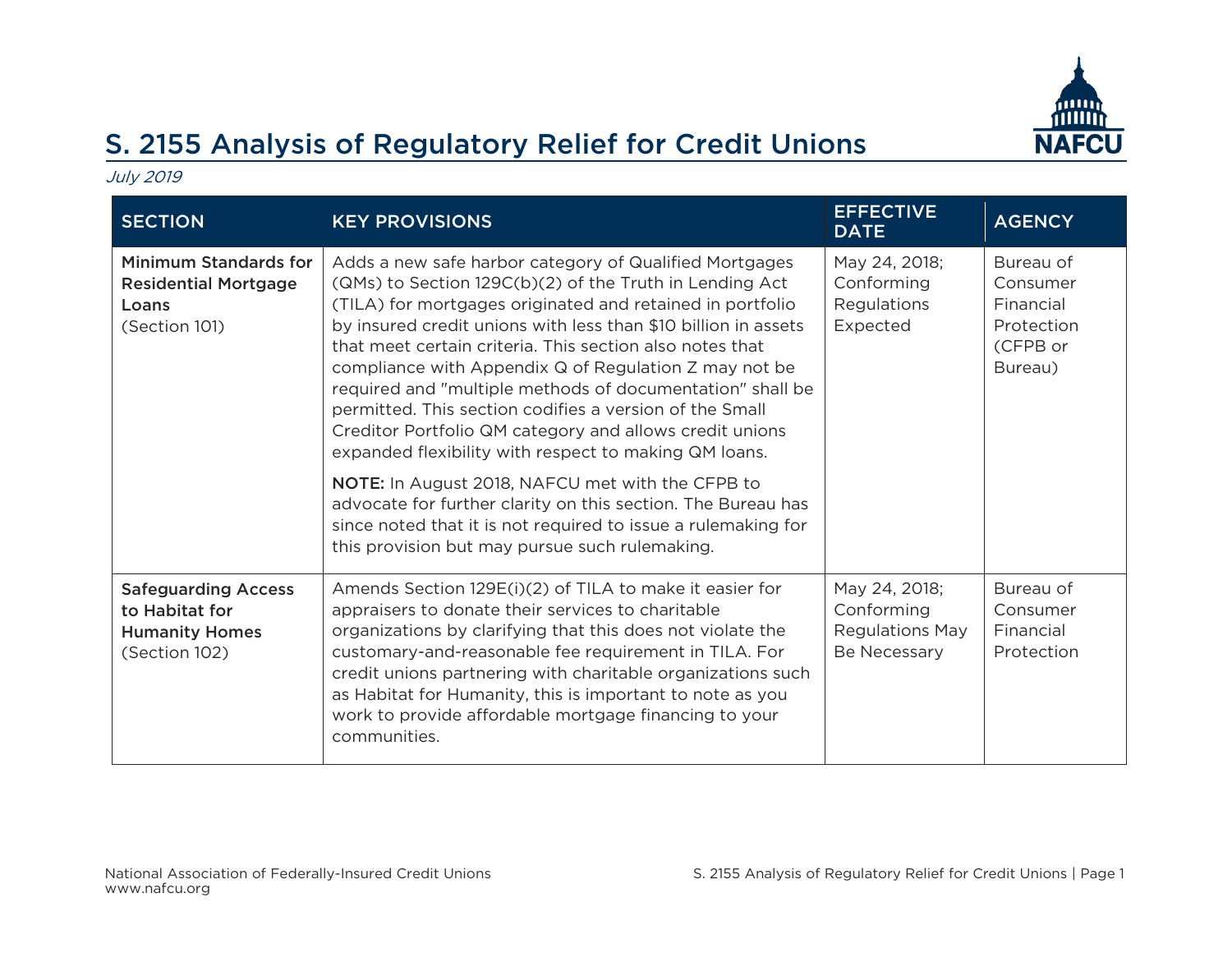# S. 2155 Analysis of Regulatory Relief for Credit Unions

*July 2019*

| SECTION | KEY PROVISIONS | EFFECTIVE DATE | AGENCY |
|---|---|---|---|
| **Minimum Standards for Residential Mortgage Loans** (Section 101) | Adds a new safe harbor category of Qualified Mortgages (QMs) to Section 129C(b)(2) of the Truth in Lending Act (TILA) for mortgages originated and retained in portfolio by insured credit unions with less than $10 billion in assets that meet certain criteria. This section also notes that compliance with Appendix Q of Regulation Z may not be required and "multiple methods of documentation" shall be permitted. This section codifies a version of the Small Creditor Portfolio QM category and allows credit unions expanded flexibility with respect to making QM loans.<br><br>**NOTE:** In August 2018, NAFCU met with the CFPB to advocate for further clarity on this section. The Bureau has since noted that it is not required to issue a rulemaking for this provision but may pursue such rulemaking. | May 24, 2018; Conforming Regulations Expected | Bureau of Consumer Financial Protection (CFPB or Bureau) |
| **Safeguarding Access to Habitat for Humanity Homes** (Section 102) | Amends Section 129E(i)(2) of TILA to make it easier for appraisers to donate their services to charitable organizations by clarifying that this does not violate the customary-and-reasonable fee requirement in TILA. For credit unions partnering with charitable organizations such as Habitat for Humanity, this is important to note as you work to provide affordable mortgage financing to your communities. | May 24, 2018; Conforming Regulations May Be Necessary | Bureau of Consumer Financial Protection |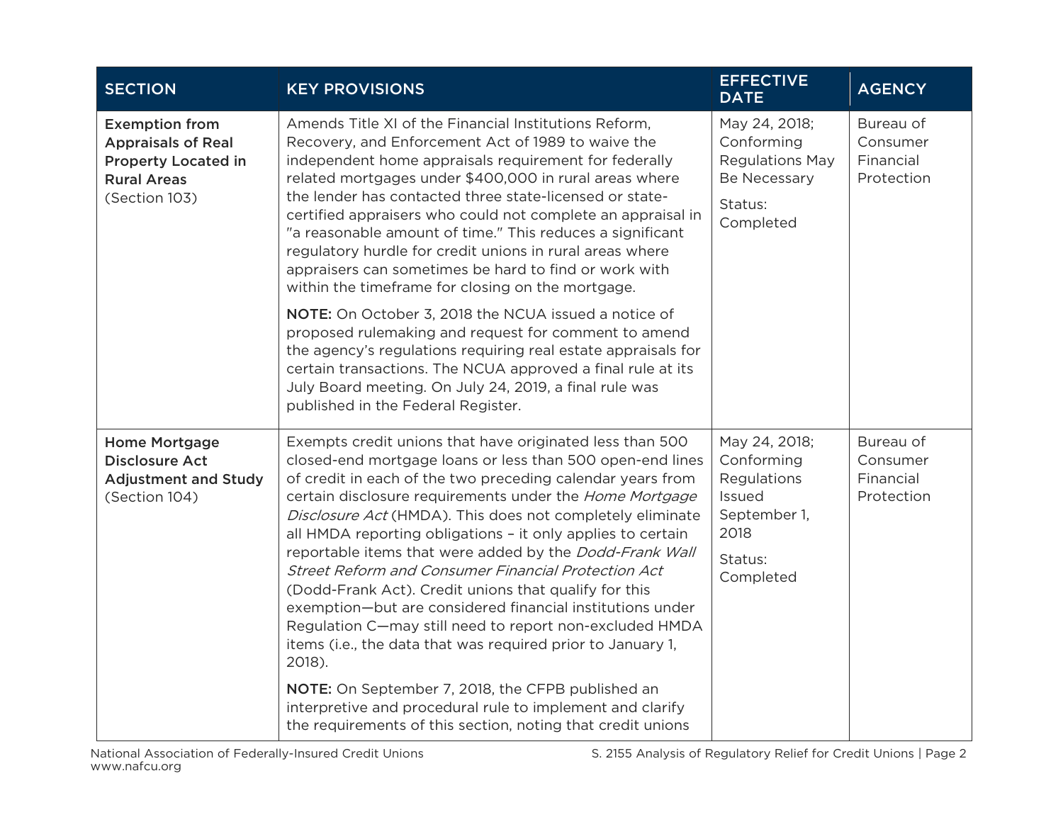| SECTION | KEY PROVISIONS | EFFECTIVE DATE | AGENCY |
| --- | --- | --- | --- |
| **Exemption from Appraisals of Real Property Located in Rural Areas** (Section 103) | Amends Title XI of the Financial Institutions Reform, Recovery, and Enforcement Act of 1989 to waive the independent home appraisals requirement for federally related mortgages under $400,000 in rural areas where the lender has contacted three state-licensed or state-certified appraisers who could not complete an appraisal in "a reasonable amount of time." This reduces a significant regulatory hurdle for credit unions in rural areas where appraisers can sometimes be hard to find or work with within the timeframe for closing on the mortgage.<br><br>**NOTE:** On October 3, 2018 the NCUA issued a notice of proposed rulemaking and request for comment to amend the agency's regulations requiring real estate appraisals for certain transactions. The NCUA approved a final rule at its July Board meeting. On July 24, 2019, a final rule was published in the Federal Register. | May 24, 2018; Conforming Regulations May Be Necessary<br><br>Status: Completed | Bureau of Consumer Financial Protection |
| **Home Mortgage Disclosure Act Adjustment and Study** (Section 104) | Exempts credit unions that have originated less than 500 closed-end mortgage loans or less than 500 open-end lines of credit in each of the two preceding calendar years from certain disclosure requirements under the *Home Mortgage Disclosure Act* (HMDA). This does not completely eliminate all HMDA reporting obligations – it only applies to certain reportable items that were added by the *Dodd-Frank Wall Street Reform and Consumer Financial Protection Act* (Dodd-Frank Act). Credit unions that qualify for this exemption—but are considered financial institutions under Regulation C—may still need to report non-excluded HMDA items (i.e., the data that was required prior to January 1, 2018).<br><br>**NOTE:** On September 7, 2018, the CFPB published an interpretive and procedural rule to implement and clarify the requirements of this section, noting that credit unions | May 24, 2018; Conforming Regulations Issued September 1, 2018<br><br>Status: Completed | Bureau of Consumer Financial Protection |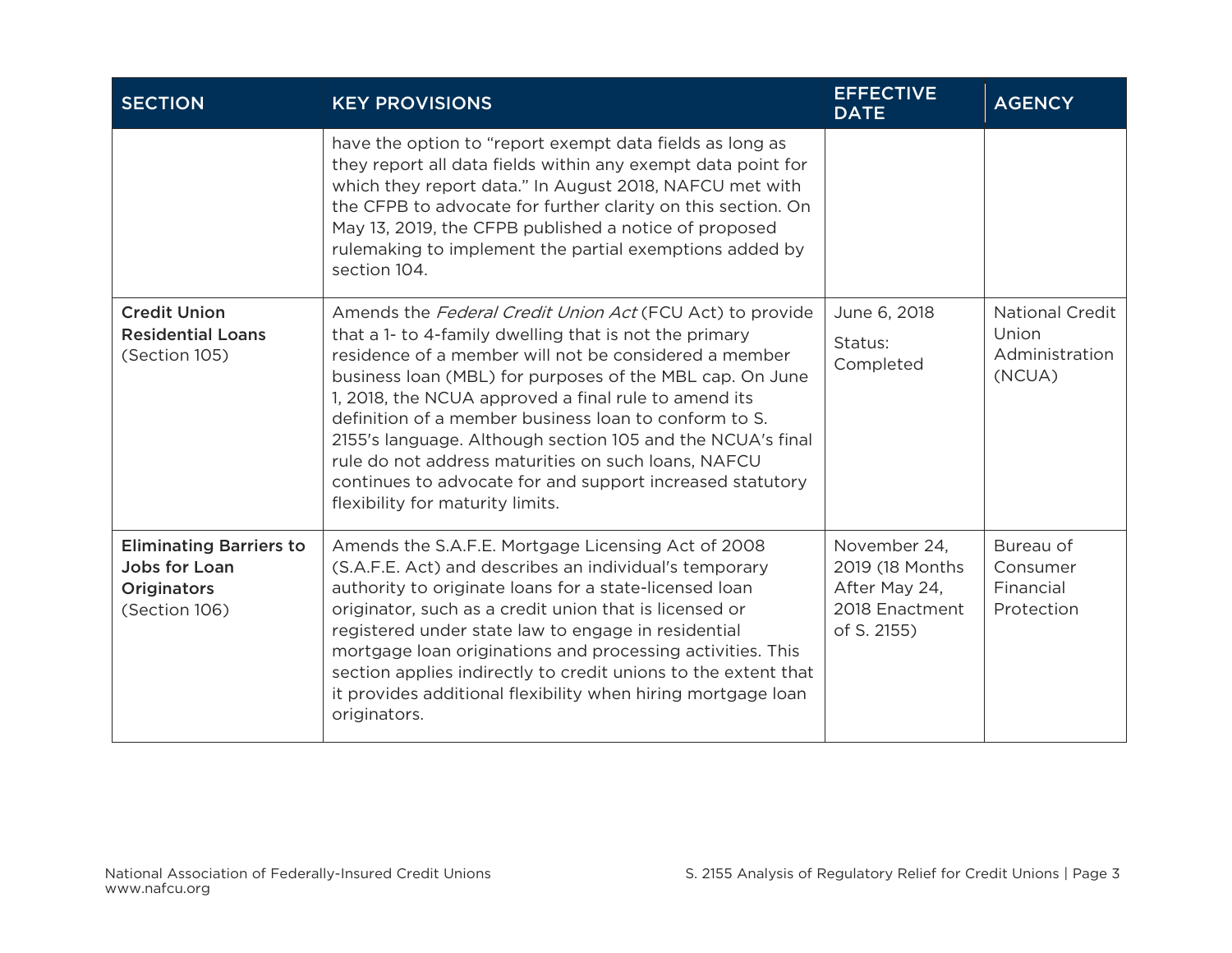| SECTION | KEY PROVISIONS | EFFECTIVE DATE | AGENCY |
|---|---|---|---|
| | have the option to "report exempt data fields as long as they report all data fields within any exempt data point for which they report data." In August 2018, NAFCU met with the CFPB to advocate for further clarity on this section. On May 13, 2019, the CFPB published a notice of proposed rulemaking to implement the partial exemptions added by section 104. | | |
| **Credit Union Residential Loans** (Section 105) | Amends the *Federal Credit Union Act* (FCU Act) to provide that a 1- to 4-family dwelling that is not the primary residence of a member will not be considered a member business loan (MBL) for purposes of the MBL cap. On June 1, 2018, the NCUA approved a final rule to amend its definition of a member business loan to conform to S. 2155's language. Although section 105 and the NCUA's final rule do not address maturities on such loans, NAFCU continues to advocate for and support increased statutory flexibility for maturity limits. | June 6, 2018<br>Status: Completed | National Credit Union Administration (NCUA) |
| **Eliminating Barriers to Jobs for Loan Originators** (Section 106) | Amends the S.A.F.E. Mortgage Licensing Act of 2008 (S.A.F.E. Act) and describes an individual's temporary authority to originate loans for a state-licensed loan originator, such as a credit union that is licensed or registered under state law to engage in residential mortgage loan originations and processing activities. This section applies indirectly to credit unions to the extent that it provides additional flexibility when hiring mortgage loan originators. | November 24, 2019 (18 Months After May 24, 2018 Enactment of S. 2155) | Bureau of Consumer Financial Protection |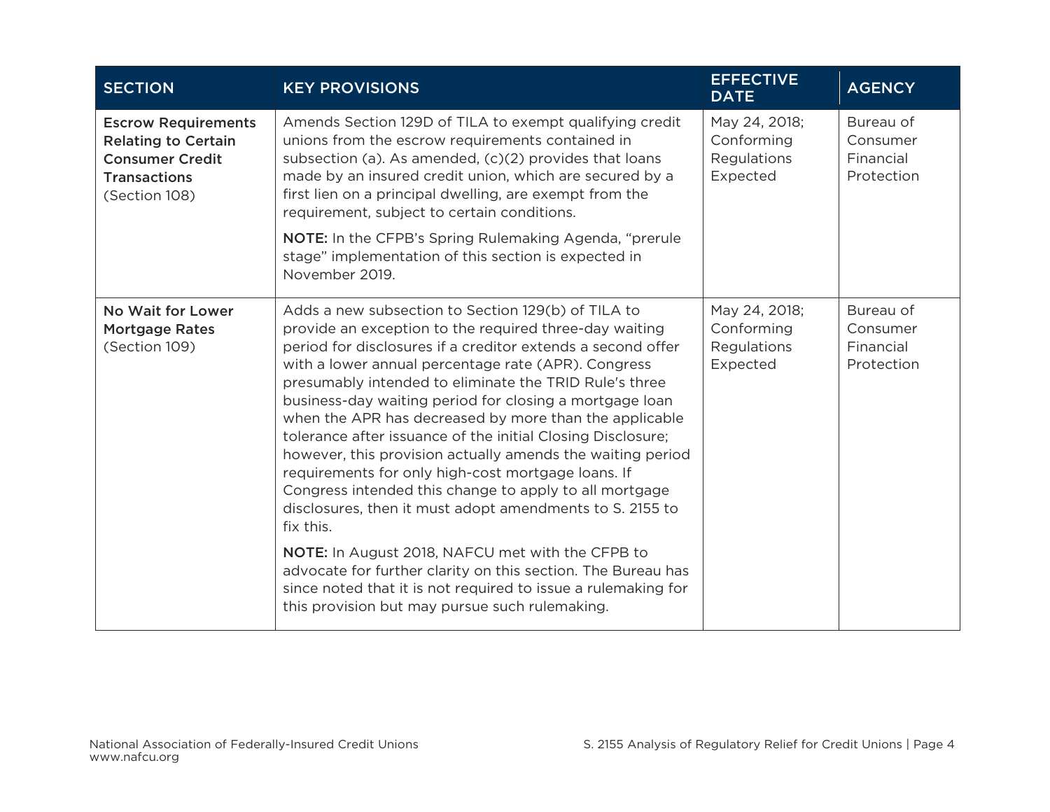| SECTION | KEY PROVISIONS | EFFECTIVE DATE | AGENCY |
|---|---|---|---|
| **Escrow Requirements Relating to Certain Consumer Credit Transactions** (Section 108) | Amends Section 129D of TILA to exempt qualifying credit unions from the escrow requirements contained in subsection (a). As amended, (c)(2) provides that loans made by an insured credit union, which are secured by a first lien on a principal dwelling, are exempt from the requirement, subject to certain conditions.<br><br>**NOTE:** In the CFPB's Spring Rulemaking Agenda, "prerule stage" implementation of this section is expected in November 2019. | May 24, 2018; Conforming Regulations Expected | Bureau of Consumer Financial Protection |
| **No Wait for Lower Mortgage Rates** (Section 109) | Adds a new subsection to Section 129(b) of TILA to provide an exception to the required three-day waiting period for disclosures if a creditor extends a second offer with a lower annual percentage rate (APR). Congress presumably intended to eliminate the TRID Rule's three business-day waiting period for closing a mortgage loan when the APR has decreased by more than the applicable tolerance after issuance of the initial Closing Disclosure; however, this provision actually amends the waiting period requirements for only high-cost mortgage loans. If Congress intended this change to apply to all mortgage disclosures, then it must adopt amendments to S. 2155 to fix this.<br><br>**NOTE:** In August 2018, NAFCU met with the CFPB to advocate for further clarity on this section. The Bureau has since noted that it is not required to issue a rulemaking for this provision but may pursue such rulemaking. | May 24, 2018; Conforming Regulations Expected | Bureau of Consumer Financial Protection |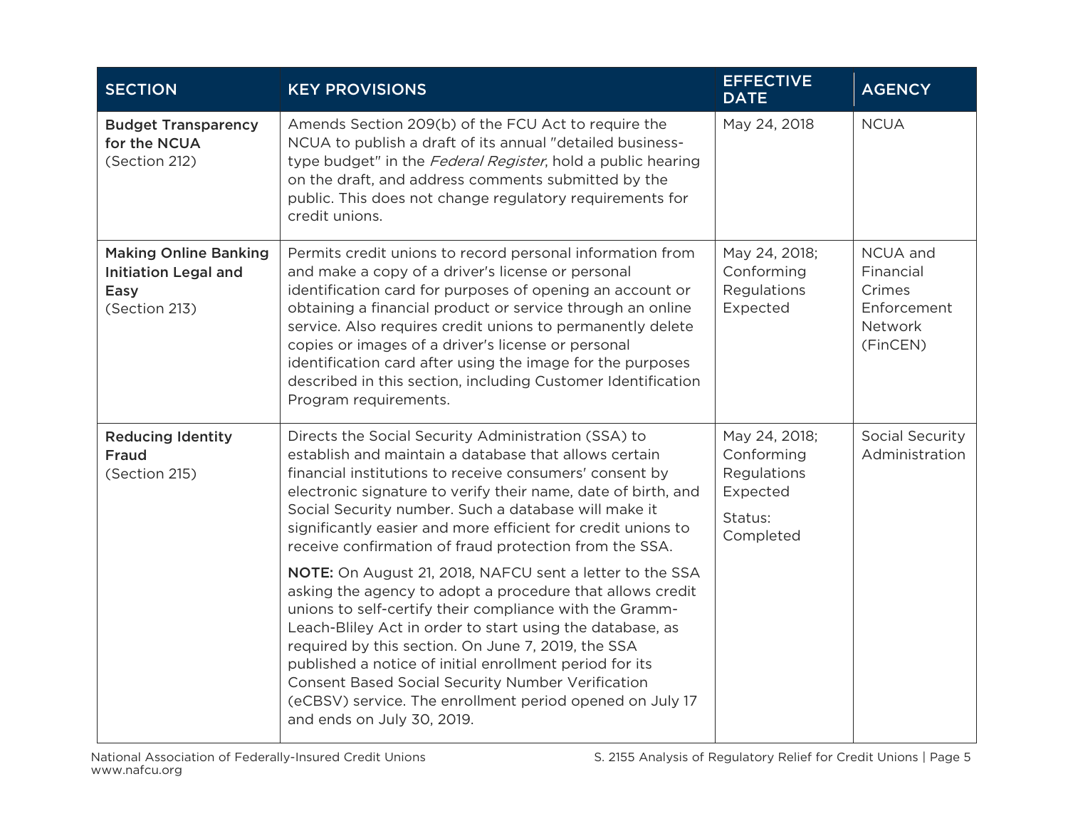| SECTION | KEY PROVISIONS | EFFECTIVE DATE | AGENCY |
|---|---|---|---|
| **Budget Transparency for the NCUA** (Section 212) | Amends Section 209(b) of the FCU Act to require the NCUA to publish a draft of its annual "detailed business-type budget" in the *Federal Register*, hold a public hearing on the draft, and address comments submitted by the public. This does not change regulatory requirements for credit unions. | May 24, 2018 | NCUA |
| **Making Online Banking Initiation Legal and Easy** (Section 213) | Permits credit unions to record personal information from and make a copy of a driver's license or personal identification card for purposes of opening an account or obtaining a financial product or service through an online service. Also requires credit unions to permanently delete copies or images of a driver's license or personal identification card after using the image for the purposes described in this section, including Customer Identification Program requirements. | May 24, 2018; Conforming Regulations Expected | NCUA and Financial Crimes Enforcement Network (FinCEN) |
| **Reducing Identity Fraud** (Section 215) | Directs the Social Security Administration (SSA) to establish and maintain a database that allows certain financial institutions to receive consumers' consent by electronic signature to verify their name, date of birth, and Social Security number. Such a database will make it significantly easier and more efficient for credit unions to receive confirmation of fraud protection from the SSA.<br><br>**NOTE:** On August 21, 2018, NAFCU sent a letter to the SSA asking the agency to adopt a procedure that allows credit unions to self-certify their compliance with the Gramm-Leach-Bliley Act in order to start using the database, as required by this section. On June 7, 2019, the SSA published a notice of initial enrollment period for its Consent Based Social Security Number Verification (eCBSV) service. The enrollment period opened on July 17 and ends on July 30, 2019. | May 24, 2018; Conforming Regulations Expected<br><br>Status: Completed | Social Security Administration |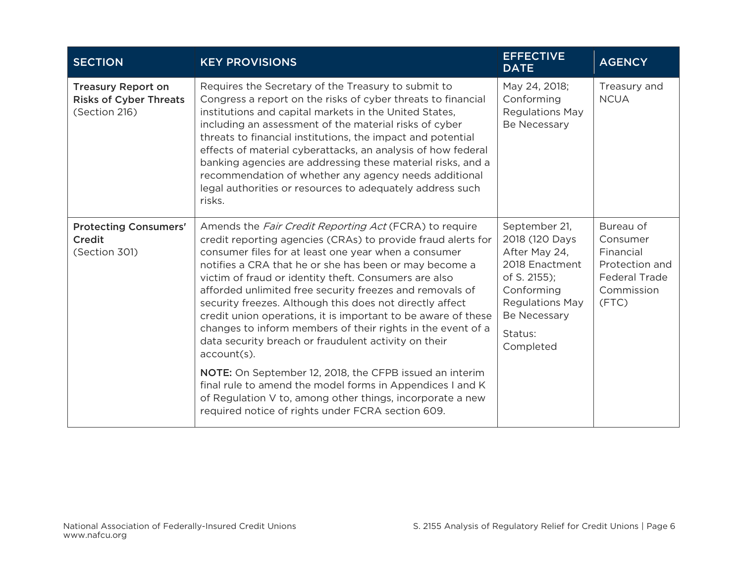| SECTION | KEY PROVISIONS | EFFECTIVE DATE | AGENCY |
|---|---|---|---|
| **Treasury Report on Risks of Cyber Threats** (Section 216) | Requires the Secretary of the Treasury to submit to Congress a report on the risks of cyber threats to financial institutions and capital markets in the United States, including an assessment of the material risks of cyber threats to financial institutions, the impact and potential effects of material cyberattacks, an analysis of how federal banking agencies are addressing these material risks, and a recommendation of whether any agency needs additional legal authorities or resources to adequately address such risks. | May 24, 2018; Conforming Regulations May Be Necessary | Treasury and NCUA |
| **Protecting Consumers' Credit** (Section 301) | Amends the *Fair Credit Reporting Act* (FCRA) to require credit reporting agencies (CRAs) to provide fraud alerts for consumer files for at least one year when a consumer notifies a CRA that he or she has been or may become a victim of fraud or identity theft. Consumers are also afforded unlimited free security freezes and removals of security freezes. Although this does not directly affect credit union operations, it is important to be aware of these changes to inform members of their rights in the event of a data security breach or fraudulent activity on their account(s).<br><br>**NOTE:** On September 12, 2018, the CFPB issued an interim final rule to amend the model forms in Appendices I and K of Regulation V to, among other things, incorporate a new required notice of rights under FCRA section 609. | September 21, 2018 (120 Days After May 24, 2018 Enactment of S. 2155); Conforming Regulations May Be Necessary<br><br>Status: Completed | Bureau of Consumer Financial Protection and Federal Trade Commission (FTC) |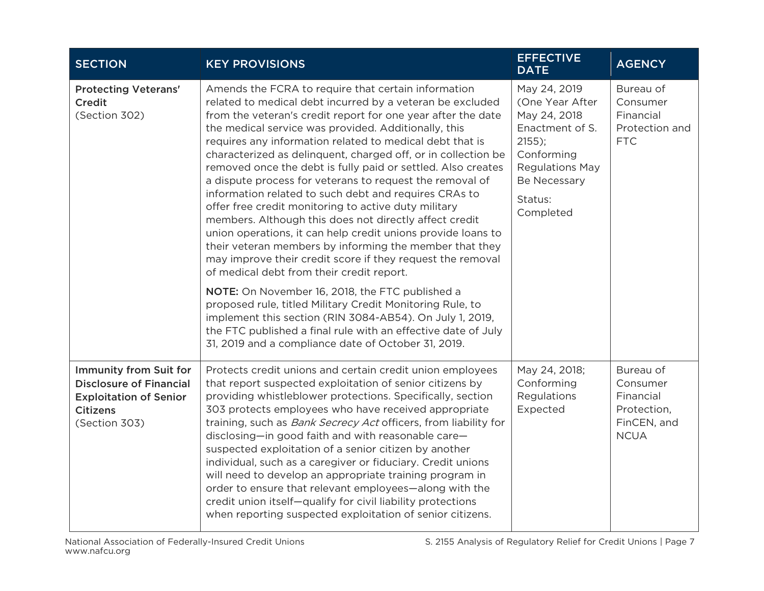| SECTION | KEY PROVISIONS | EFFECTIVE DATE | AGENCY |
|---|---|---|---|
| **Protecting Veterans' Credit** (Section 302) | Amends the FCRA to require that certain information related to medical debt incurred by a veteran be excluded from the veteran's credit report for one year after the date the medical service was provided. Additionally, this requires any information related to medical debt that is characterized as delinquent, charged off, or in collection be removed once the debt is fully paid or settled. Also creates a dispute process for veterans to request the removal of information related to such debt and requires CRAs to offer free credit monitoring to active duty military members. Although this does not directly affect credit union operations, it can help credit unions provide loans to their veteran members by informing the member that they may improve their credit score if they request the removal of medical debt from their credit report.<br><br>**NOTE:** On November 16, 2018, the FTC published a proposed rule, titled Military Credit Monitoring Rule, to implement this section (RIN 3084-AB54). On July 1, 2019, the FTC published a final rule with an effective date of July 31, 2019 and a compliance date of October 31, 2019. | May 24, 2019 (One Year After May 24, 2018 Enactment of S. 2155); Conforming Regulations May Be Necessary<br><br>Status: Completed | Bureau of Consumer Financial Protection and FTC |
| **Immunity from Suit for Disclosure of Financial Exploitation of Senior Citizens** (Section 303) | Protects credit unions and certain credit union employees that report suspected exploitation of senior citizens by providing whistleblower protections. Specifically, section 303 protects employees who have received appropriate training, such as *Bank Secrecy Act* officers, from liability for disclosing—in good faith and with reasonable care—suspected exploitation of a senior citizen by another individual, such as a caregiver or fiduciary. Credit unions will need to develop an appropriate training program in order to ensure that relevant employees—along with the credit union itself—qualify for civil liability protections when reporting suspected exploitation of senior citizens. | May 24, 2018; Conforming Regulations Expected | Bureau of Consumer Financial Protection, FinCEN, and NCUA |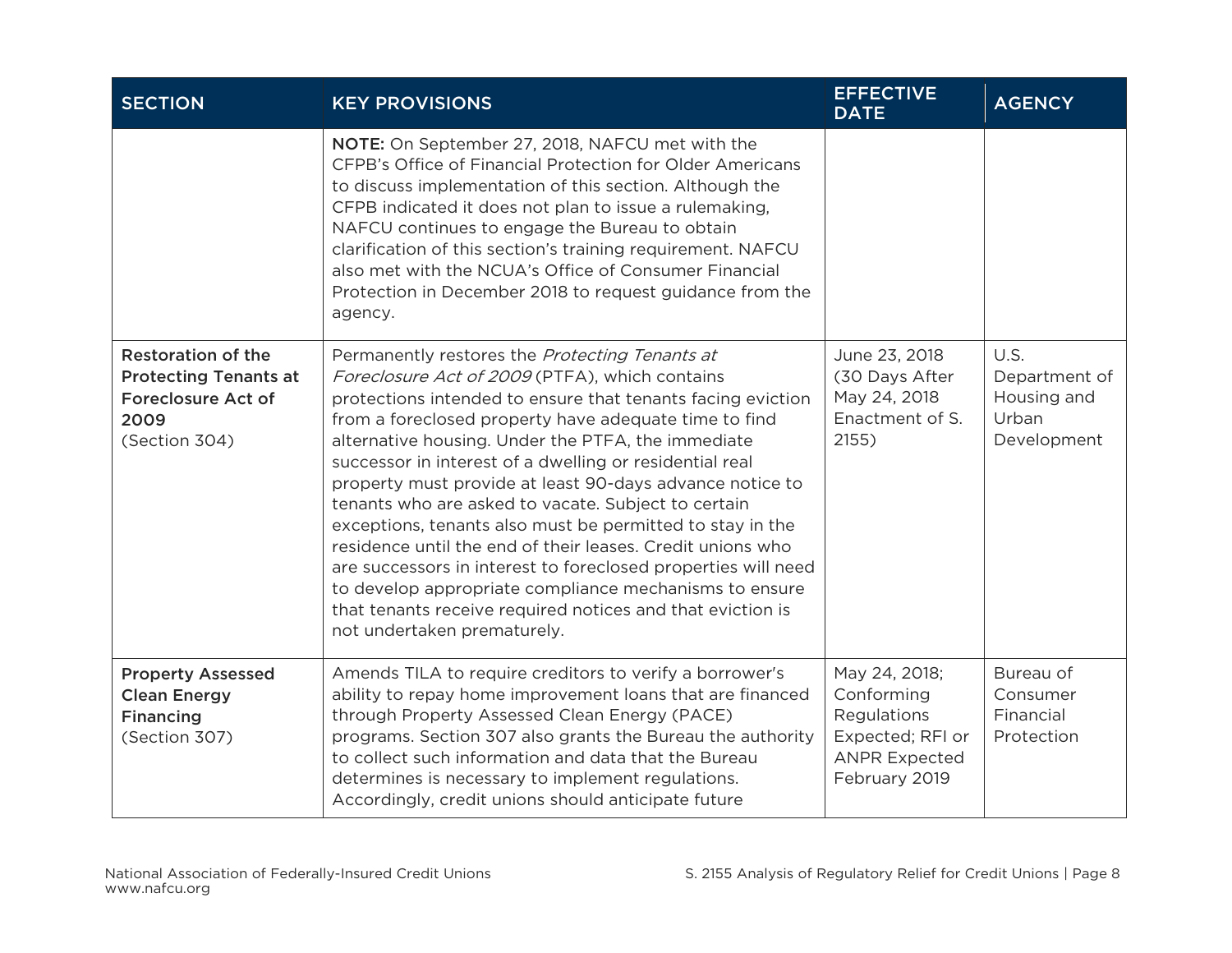| SECTION | KEY PROVISIONS | EFFECTIVE DATE | AGENCY |
|---|---|---|---|
| | **NOTE:** On September 27, 2018, NAFCU met with the CFPB's Office of Financial Protection for Older Americans to discuss implementation of this section. Although the CFPB indicated it does not plan to issue a rulemaking, NAFCU continues to engage the Bureau to obtain clarification of this section's training requirement. NAFCU also met with the NCUA's Office of Consumer Financial Protection in December 2018 to request guidance from the agency. | | |
| **Restoration of the Protecting Tenants at Foreclosure Act of 2009** (Section 304) | Permanently restores the *Protecting Tenants at Foreclosure Act of 2009* (PTFA), which contains protections intended to ensure that tenants facing eviction from a foreclosed property have adequate time to find alternative housing. Under the PTFA, the immediate successor in interest of a dwelling or residential real property must provide at least 90-days advance notice to tenants who are asked to vacate. Subject to certain exceptions, tenants also must be permitted to stay in the residence until the end of their leases. Credit unions who are successors in interest to foreclosed properties will need to develop appropriate compliance mechanisms to ensure that tenants receive required notices and that eviction is not undertaken prematurely. | June 23, 2018 (30 Days After May 24, 2018 Enactment of S. 2155) | U.S. Department of Housing and Urban Development |
| **Property Assessed Clean Energy Financing** (Section 307) | Amends TILA to require creditors to verify a borrower's ability to repay home improvement loans that are financed through Property Assessed Clean Energy (PACE) programs. Section 307 also grants the Bureau the authority to collect such information and data that the Bureau determines is necessary to implement regulations. Accordingly, credit unions should anticipate future | May 24, 2018; Conforming Regulations Expected; RFI or ANPR Expected February 2019 | Bureau of Consumer Financial Protection |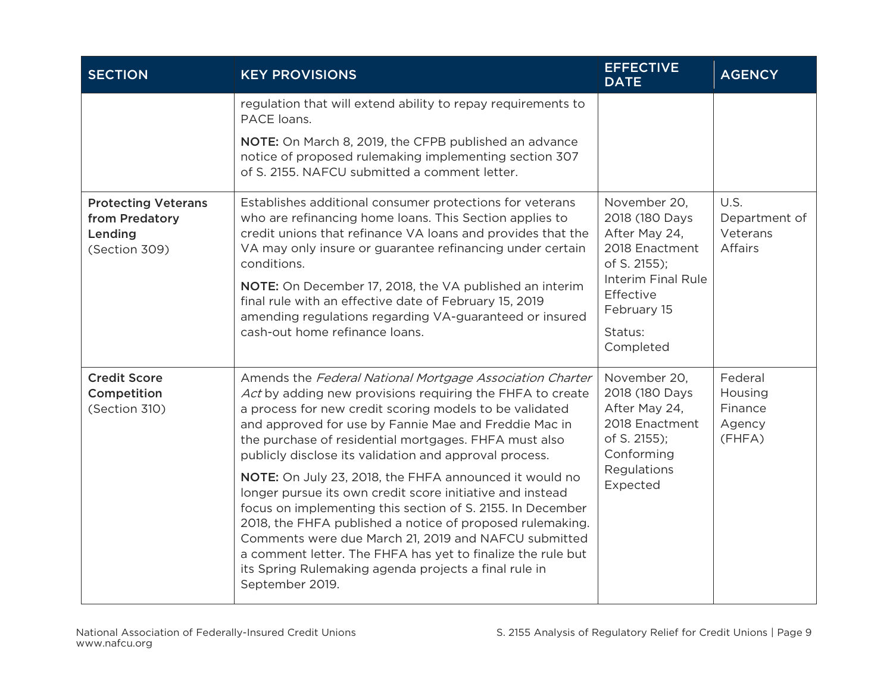| SECTION | KEY PROVISIONS | EFFECTIVE DATE | AGENCY |
|---|---|---|---|
| | regulation that will extend ability to repay requirements to PACE loans.<br><br>**NOTE:** On March 8, 2019, the CFPB published an advance notice of proposed rulemaking implementing section 307 of S. 2155. NAFCU submitted a comment letter. | | |
| **Protecting Veterans from Predatory Lending** (Section 309) | Establishes additional consumer protections for veterans who are refinancing home loans. This Section applies to credit unions that refinance VA loans and provides that the VA may only insure or guarantee refinancing under certain conditions.<br><br>**NOTE:** On December 17, 2018, the VA published an interim final rule with an effective date of February 15, 2019 amending regulations regarding VA-guaranteed or insured cash-out home refinance loans. | November 20, 2018 (180 Days After May 24, 2018 Enactment of S. 2155); Interim Final Rule Effective February 15<br><br>Status: Completed | U.S. Department of Veterans Affairs |
| **Credit Score Competition** (Section 310) | Amends the *Federal National Mortgage Association Charter Act* by adding new provisions requiring the FHFA to create a process for new credit scoring models to be validated and approved for use by Fannie Mae and Freddie Mac in the purchase of residential mortgages. FHFA must also publicly disclose its validation and approval process.<br><br>**NOTE:** On July 23, 2018, the FHFA announced it would no longer pursue its own credit score initiative and instead focus on implementing this section of S. 2155. In December 2018, the FHFA published a notice of proposed rulemaking. Comments were due March 21, 2019 and NAFCU submitted a comment letter. The FHFA has yet to finalize the rule but its Spring Rulemaking agenda projects a final rule in September 2019. | November 20, 2018 (180 Days After May 24, 2018 Enactment of S. 2155); Conforming Regulations Expected | Federal Housing Finance Agency (FHFA) |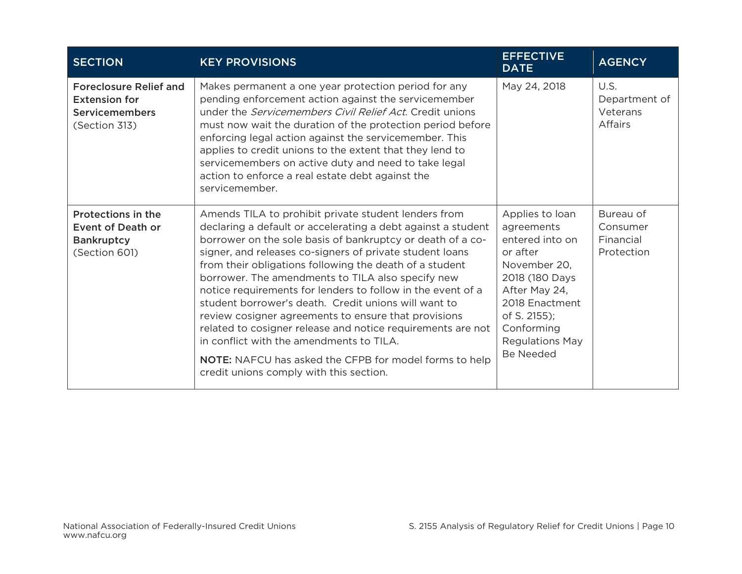| SECTION | KEY PROVISIONS | EFFECTIVE DATE | AGENCY |
|---|---|---|---|
| **Foreclosure Relief and Extension for Servicemembers** (Section 313) | Makes permanent a one year protection period for any pending enforcement action against the servicemember under the *Servicemembers Civil Relief Act*. Credit unions must now wait the duration of the protection period before enforcing legal action against the servicemember. This applies to credit unions to the extent that they lend to servicemembers on active duty and need to take legal action to enforce a real estate debt against the servicemember. | May 24, 2018 | U.S. Department of Veterans Affairs |
| **Protections in the Event of Death or Bankruptcy** (Section 601) | Amends TILA to prohibit private student lenders from declaring a default or accelerating a debt against a student borrower on the sole basis of bankruptcy or death of a co-signer, and releases co-signers of private student loans from their obligations following the death of a student borrower. The amendments to TILA also specify new notice requirements for lenders to follow in the event of a student borrower's death. Credit unions will want to review cosigner agreements to ensure that provisions related to cosigner release and notice requirements are not in conflict with the amendments to TILA.<br><br>**NOTE:** NAFCU has asked the CFPB for model forms to help credit unions comply with this section. | Applies to loan agreements entered into on or after November 20, 2018 (180 Days After May 24, 2018 Enactment of S. 2155); Conforming Regulations May Be Needed | Bureau of Consumer Financial Protection |